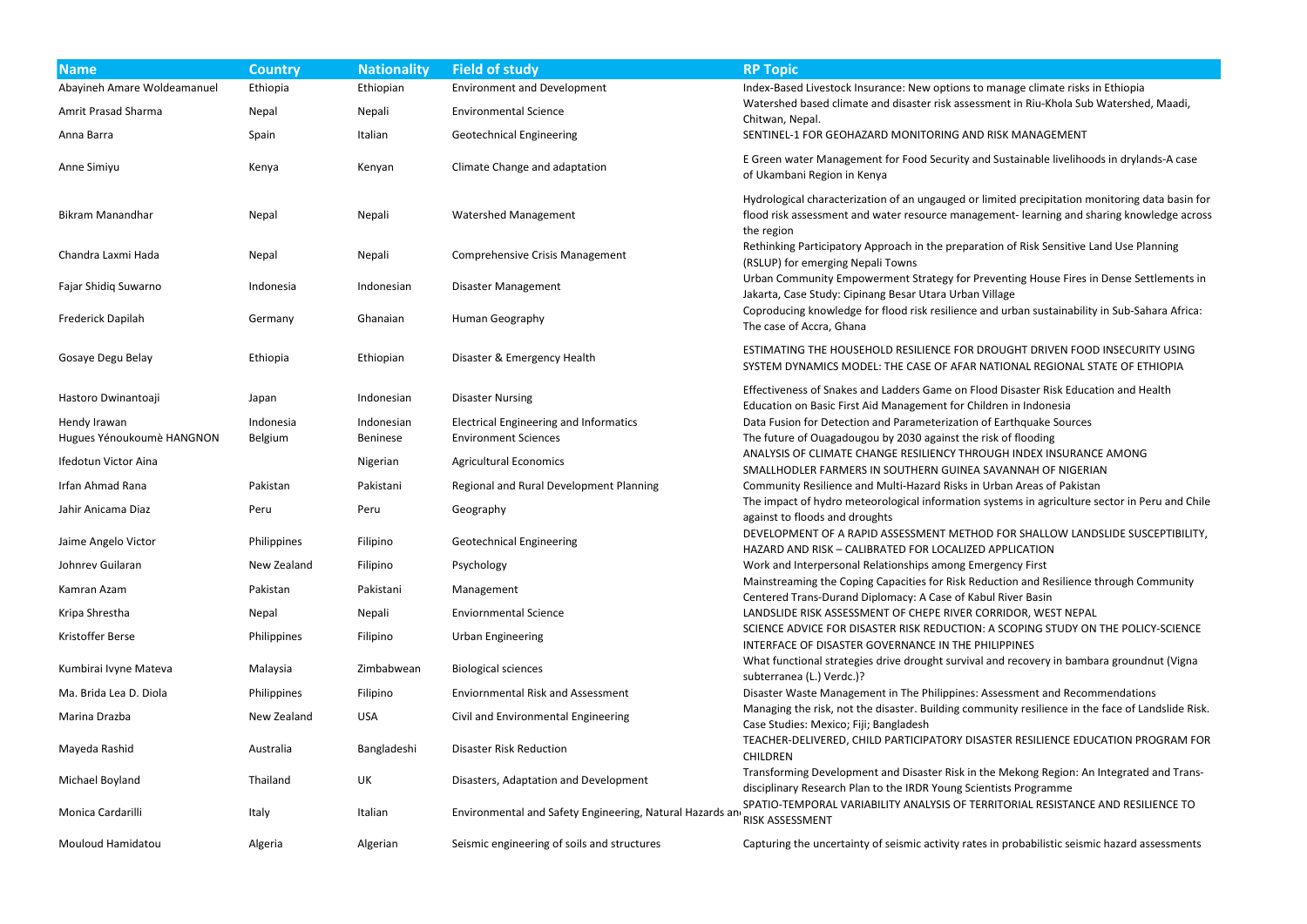| Name | Country | Nationality | Field of study | RP Topic |
|---|---|---|---|---|
| Abayineh Amare Woldeamanuel | Ethiopia | Ethiopian | Environment and Development | Index-Based Livestock Insurance: New options to manage climate risks in Ethiopia |
| Amrit Prasad Sharma | Nepal | Nepali | Environmental Science | Watershed based climate and disaster risk assessment in Riu-Khola Sub Watershed, Maadi, Chitwan, Nepal. |
| Anna Barra | Spain | Italian | Geotechnical Engineering | SENTINEL-1 FOR GEOHAZARD MONITORING AND RISK MANAGEMENT |
| Anne Simiyu | Kenya | Kenyan | Climate Change and adaptation | E Green water Management for Food Security and Sustainable livelihoods in drylands-A case of Ukambani Region in Kenya |
| Bikram Manandhar | Nepal | Nepali | Watershed Management | Hydrological characterization of an ungauged or limited precipitation monitoring data basin for flood risk assessment and water resource management- learning and sharing knowledge across the region |
| Chandra Laxmi Hada | Nepal | Nepali | Comprehensive Crisis Management | Rethinking Participatory Approach in the preparation of Risk Sensitive Land Use Planning (RSLUP) for emerging Nepali Towns |
| Fajar Shidiq Suwarno | Indonesia | Indonesian | Disaster Management | Urban Community Empowerment Strategy for Preventing House Fires in Dense Settlements in Jakarta, Case Study: Cipinang Besar Utara Urban Village |
| Frederick Dapilah | Germany | Ghanaian | Human Geography | Coproducing knowledge for flood risk resilience and urban sustainability in Sub-Sahara Africa: The case of Accra, Ghana |
| Gosaye Degu Belay | Ethiopia | Ethiopian | Disaster & Emergency Health | ESTIMATING THE HOUSEHOLD RESILIENCE FOR DROUGHT DRIVEN FOOD INSECURITY USING SYSTEM DYNAMICS MODEL: THE CASE OF AFAR NATIONAL REGIONAL STATE OF ETHIOPIA |
| Hastoro Dwinantoaji | Japan | Indonesian | Disaster Nursing | Effectiveness of Snakes and Ladders Game on Flood Disaster Risk Education and Health Education on Basic First Aid Management for Children in Indonesia |
| Hendy Irawan | Indonesia | Indonesian | Electrical Engineering and Informatics | Data Fusion for Detection and Parameterization of Earthquake Sources |
| Hugues Yénoukoumè HANGNON | Belgium | Beninese | Environment Sciences | The future of Ouagadougou by 2030 against the risk of flooding |
| Ifedotun Victor Aina | | Nigerian | Agricultural Economics | ANALYSIS OF CLIMATE CHANGE RESILIENCY THROUGH INDEX INSURANCE AMONG SMALLHODLER FARMERS IN SOUTHERN GUINEA SAVANNAH OF NIGERIAN |
| Irfan Ahmad Rana | Pakistan | Pakistani | Regional and Rural Development Planning | Community Resilience and Multi-Hazard Risks in Urban Areas of Pakistan |
| Jahir Anicama Diaz | Peru | Peru | Geography | The impact of hydro meteorological information systems in agriculture sector in Peru and Chile against to floods and droughts |
| Jaime Angelo Victor | Philippines | Filipino | Geotechnical Engineering | DEVELOPMENT OF A RAPID ASSESSMENT METHOD FOR SHALLOW LANDSLIDE SUSCEPTIBILITY, HAZARD AND RISK – CALIBRATED FOR LOCALIZED APPLICATION |
| Johnrev Guilaran | New Zealand | Filipino | Psychology | Work and Interpersonal Relationships among Emergency First |
| Kamran Azam | Pakistan | Pakistani | Management | Mainstreaming the Coping Capacities for Risk Reduction and Resilience through Community Centered Trans-Durand Diplomacy: A Case of Kabul River Basin |
| Kripa Shrestha | Nepal | Nepali | Enviornmental Science | LANDSLIDE RISK ASSESSMENT OF CHEPE RIVER CORRIDOR, WEST NEPAL |
| Kristoffer Berse | Philippines | Filipino | Urban Engineering | SCIENCE ADVICE FOR DISASTER RISK REDUCTION: A SCOPING STUDY ON THE POLICY-SCIENCE INTERFACE OF DISASTER GOVERNANCE IN THE PHILIPPINES |
| Kumbirai Ivyne Mateva | Malaysia | Zimbabwean | Biological sciences | What functional strategies drive drought survival and recovery in bambara groundnut (Vigna subterranea (L.) Verdc.)? |
| Ma. Brida Lea D. Diola | Philippines | Filipino | Enviornmental Risk and Assessment | Disaster Waste Management in The Philippines: Assessment and Recommendations |
| Marina Drazba | New Zealand | USA | Civil and Environmental Engineering | Managing the risk, not the disaster. Building community resilience in the face of Landslide Risk. Case Studies: Mexico; Fiji; Bangladesh |
| Mayeda Rashid | Australia | Bangladeshi | Disaster Risk Reduction | TEACHER-DELIVERED, CHILD PARTICIPATORY DISASTER RESILIENCE EDUCATION PROGRAM FOR CHILDREN |
| Michael Boyland | Thailand | UK | Disasters, Adaptation and Development | Transforming Development and Disaster Risk in the Mekong Region: An Integrated and Trans-disciplinary Research Plan to the IRDR Young Scientists Programme |
| Monica Cardarilli | Italy | Italian | Environmental and Safety Engineering, Natural Hazards an | SPATIO-TEMPORAL VARIABILITY ANALYSIS OF TERRITORIAL RESISTANCE AND RESILIENCE TO RISK ASSESSMENT |
| Mouloud Hamidatou | Algeria | Algerian | Seismic engineering of soils and structures | Capturing the uncertainty of seismic activity rates in probabilistic seismic hazard assessments |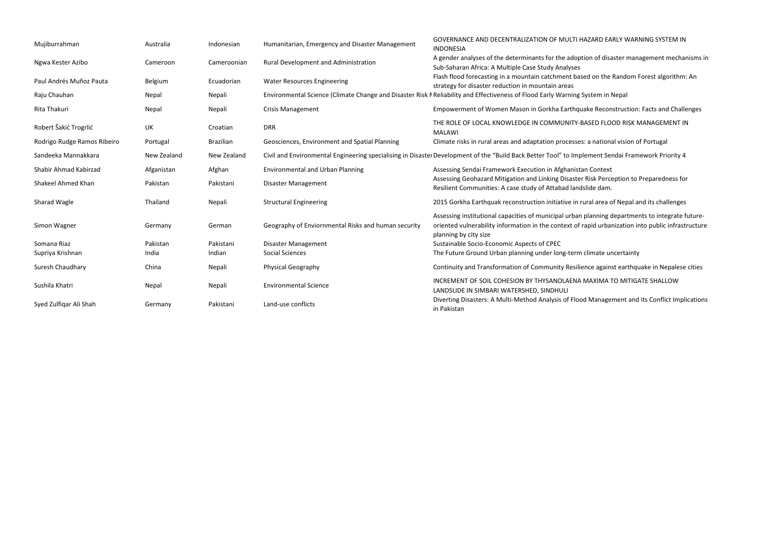| | | | | |
|---|---|---|---|---|
| Mujiburrahman | Australia | Indonesian | Humanitarian, Emergency and Disaster Management | GOVERNANCE AND DECENTRALIZATION OF MULTI HAZARD EARLY WARNING SYSTEM IN INDONESIA |
| Ngwa Kester Azibo | Cameroon | Cameroonian | Rural Development and Administration | A gender analyses of the determinants for the adoption of disaster management mechanisms in Sub-Saharan Africa: A Multiple Case Study Analyses |
| Paul Andrés Muñoz Pauta | Belgium | Ecuadorian | Water Resources Engineering | Flash flood forecasting in a mountain catchment based on the Random Forest algorithm: An strategy for disaster reduction in mountain areas |
| Raju Chauhan | Nepal | Nepali | Environmental Science (Climate Change and Disaster Risk M | Reliability and Effectiveness of Flood Early Warning System in Nepal |
| Rita Thakuri | Nepal | Nepali | Crisis Management | Empowerment of Women Mason in Gorkha Earthquake Reconstruction: Facts and Challenges |
| Robert Šakić Trogrlić | UK | Croatian | DRR | THE ROLE OF LOCAL KNOWLEDGE IN COMMUNITY-BASED FLOOD RISK MANAGEMENT IN MALAWI |
| Rodrigo Rudge Ramos Ribeiro | Portugal | Brazilian | Geosciences, Environment and Spatial Planning | Climate risks in rural areas and adaptation processes: a national vision of Portugal |
| Sandeeka Mannakkara | New Zealand | New Zealand | Civil and Environmental Engineering specialising in Disaster | Development of the "Build Back Better Tool" to Implement Sendai Framework Priority 4 |
| Shabir Ahmad Kabirzad | Afganistan | Afghan | Environmental and Urban Planning | Assessing Sendai Framework Execution in Afghanistan Context |
| Shakeel Ahmed Khan | Pakistan | Pakistani | Disaster Management | Assessing Geohazard Mitigation and Linking Disaster Risk Perception to Preparedness for Resilient Communities: A case study of Attabad landslide dam. |
| Sharad Wagle | Thailand | Nepali | Structural Engineering | 2015 Gorkha Earthquak reconstruction initiative in rural area of Nepal and its challenges |
| Simon Wagner | Germany | German | Geography of Enviornmental Risks and human security | Assessing institutional capacities of municipal urban planning departments to integrate future-oriented vulnerability information in the context of rapid urbanization into public infrastructure planning by city size |
| Somana Riaz | Pakistan | Pakistani | Disaster Management | Sustainable Socio-Economic Aspects of CPEC |
| Supriya Krishnan | India | Indian | Social Sciences | The Future Ground Urban planning under long-term climate uncertainty |
| Suresh Chaudhary | China | Nepali | Physical Geography | Continuity and Transformation of Community Resilience against earthquake in Nepalese cities |
| Sushila Khatri | Nepal | Nepali | Environmental Science | INCREMENT OF SOIL COHESION BY THYSANOLAENA MAXIMA TO MITIGATE SHALLOW LANDSLIDE IN SIMBARI WATERSHED, SINDHULI |
| Syed Zulfiqar Ali Shah | Germany | Pakistani | Land-use conflicts | Diverting Disasters: A Multi-Method Analysis of Flood Management and its Conflict Implications in Pakistan |